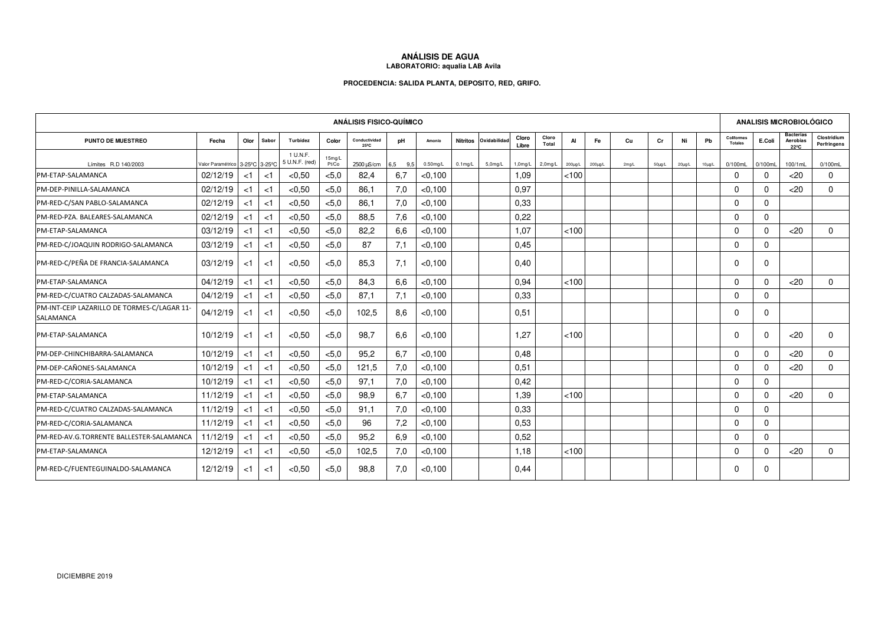# ANÁLISIS DE AGUA

**LABORATORIO: aqualia LAB Avila**

**PROCEDENCIA: SALIDA PLANTA, DEPOSITO, RED, GRIFO.**

| ANÁLISIS FISICO-QUÍMICO | | | | | | | | | | | | | | | | | | | | | ANALISIS MICROBIOLÓGICO | | | |
|---|---|---|---|---|---|---|---|---|---|---|---|---|---|---|---|---|---|---|---|---|---|---|---|---|
| PUNTO DE MUESTREO | Fecha | Olor | Sabor | Turbidez | Color | Conductividad 25ºC | pH | Amonio | Nitritos | Oxidabilidad | Cloro Libre | Cloro Total | Al | Fe | Cu | Cr | Ni | Pb | Coliformes Totales | E.Coli | Bacterias Aerobias 22ºC | Clostridium Perfringens |
| Límites R.D 140/2003 | Valor Paramétrico | 3-25ºC | 3-25ºC | 1 U.N.F. 5 U.N.F. (red) | 15mg/L Pt/Co | 2500 µS/cm | 6,5 9,5 | 0.50mg/L | 0.1mg/L | 5,0mg/L | 1,0mg/L | 2,0mg/L | 200µg/L | 200µg/L | 2mg/L | 50µg/L | 20µg/L | 10µg/L | 0/100mL | 0/100mL | 100/1mL | 0/100mL |
| PM-ETAP-SALAMANCA | 02/12/19 | <1 | <1 | <0,50 | <5,0 | 82,4 | 6,7 | <0,100 | | | 1,09 | | <100 | | | | | | 0 | 0 | <20 | 0 |
| PM-DEP-PINILLA-SALAMANCA | 02/12/19 | <1 | <1 | <0,50 | <5,0 | 86,1 | 7,0 | <0,100 | | | 0,97 | | | | | | | | 0 | 0 | <20 | 0 |
| PM-RED-C/SAN PABLO-SALAMANCA | 02/12/19 | <1 | <1 | <0,50 | <5,0 | 86,1 | 7,0 | <0,100 | | | 0,33 | | | | | | | | 0 | 0 | | |
| PM-RED-PZA. BALEARES-SALAMANCA | 02/12/19 | <1 | <1 | <0,50 | <5,0 | 88,5 | 7,6 | <0,100 | | | 0,22 | | | | | | | | 0 | 0 | | |
| PM-ETAP-SALAMANCA | 03/12/19 | <1 | <1 | <0,50 | <5,0 | 82,2 | 6,6 | <0,100 | | | 1,07 | | <100 | | | | | | 0 | 0 | <20 | 0 |
| PM-RED-C/JOAQUIN RODRIGO-SALAMANCA | 03/12/19 | <1 | <1 | <0,50 | <5,0 | 87 | 7,1 | <0,100 | | | 0,45 | | | | | | | | 0 | 0 | | |
| PM-RED-C/PEÑA DE FRANCIA-SALAMANCA | 03/12/19 | <1 | <1 | <0,50 | <5,0 | 85,3 | 7,1 | <0,100 | | | 0,40 | | | | | | | | 0 | 0 | | |
| PM-ETAP-SALAMANCA | 04/12/19 | <1 | <1 | <0,50 | <5,0 | 84,3 | 6,6 | <0,100 | | | 0,94 | | <100 | | | | | | 0 | 0 | <20 | 0 |
| PM-RED-C/CUATRO CALZADAS-SALAMANCA | 04/12/19 | <1 | <1 | <0,50 | <5,0 | 87,1 | 7,1 | <0,100 | | | 0,33 | | | | | | | | 0 | 0 | | |
| PM-INT-CEIP LAZARILLO DE TORMES-C/LAGAR 11-SALAMANCA | 04/12/19 | <1 | <1 | <0,50 | <5,0 | 102,5 | 8,6 | <0,100 | | | 0,51 | | | | | | | | 0 | 0 | | |
| PM-ETAP-SALAMANCA | 10/12/19 | <1 | <1 | <0,50 | <5,0 | 98,7 | 6,6 | <0,100 | | | 1,27 | | <100 | | | | | | 0 | 0 | <20 | 0 |
| PM-DEP-CHINCHIBARRA-SALAMANCA | 10/12/19 | <1 | <1 | <0,50 | <5,0 | 95,2 | 6,7 | <0,100 | | | 0,48 | | | | | | | | 0 | 0 | <20 | 0 |
| PM-DEP-CAÑONES-SALAMANCA | 10/12/19 | <1 | <1 | <0,50 | <5,0 | 121,5 | 7,0 | <0,100 | | | 0,51 | | | | | | | | 0 | 0 | <20 | 0 |
| PM-RED-C/CORIA-SALAMANCA | 10/12/19 | <1 | <1 | <0,50 | <5,0 | 97,1 | 7,0 | <0,100 | | | 0,42 | | | | | | | | 0 | 0 | | |
| PM-ETAP-SALAMANCA | 11/12/19 | <1 | <1 | <0,50 | <5,0 | 98,9 | 6,7 | <0,100 | | | 1,39 | | <100 | | | | | | 0 | 0 | <20 | 0 |
| PM-RED-C/CUATRO CALZADAS-SALAMANCA | 11/12/19 | <1 | <1 | <0,50 | <5,0 | 91,1 | 7,0 | <0,100 | | | 0,33 | | | | | | | | 0 | 0 | | |
| PM-RED-C/CORIA-SALAMANCA | 11/12/19 | <1 | <1 | <0,50 | <5,0 | 96 | 7,2 | <0,100 | | | 0,53 | | | | | | | | 0 | 0 | | |
| PM-RED-AV.G.TORRENTE BALLESTER-SALAMANCA | 11/12/19 | <1 | <1 | <0,50 | <5,0 | 95,2 | 6,9 | <0,100 | | | 0,52 | | | | | | | | 0 | 0 | | |
| PM-ETAP-SALAMANCA | 12/12/19 | <1 | <1 | <0,50 | <5,0 | 102,5 | 7,0 | <0,100 | | | 1,18 | | <100 | | | | | | 0 | 0 | <20 | 0 |
| PM-RED-C/FUENTEGUINALDO-SALAMANCA | 12/12/19 | <1 | <1 | <0,50 | <5,0 | 98,8 | 7,0 | <0,100 | | | 0,44 | | | | | | | | 0 | 0 | | |

DICIEMBRE 2019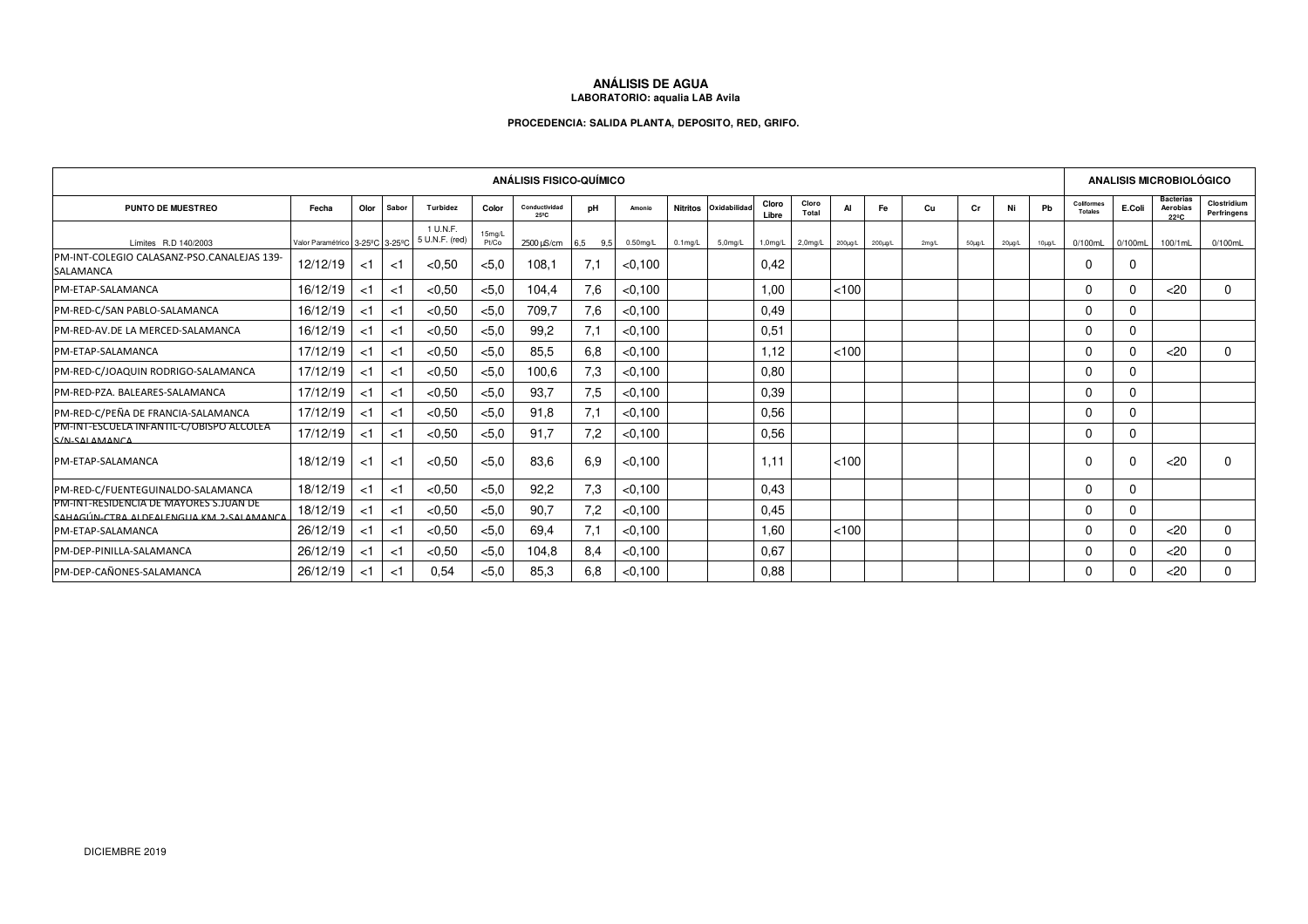# ANÁLISIS DE AGUA

**LABORATORIO: aqualia LAB Avila**

**PROCEDENCIA: SALIDA PLANTA, DEPOSITO, RED, GRIFO.**

| ANÁLISIS FISICO-QUÍMICO | | | | | | | | | | | | | | | | | | | | | ANALISIS MICROBIOLÓGICO | | | |
|---|---|---|---|---|---|---|---|---|---|---|---|---|---|---|---|---|---|---|---|---|---|---|---|---|
| PUNTO DE MUESTREO | Fecha | Olor | Sabor | Turbidez | Color | Conductividad 25ºC | pH | Amonio | Nitritos | Oxidabilidad | Cloro Libre | Cloro Total | Al | Fe | Cu | Cr | Ni | Pb | Coliformes Totales | E.Coli | Bacterias Aerobias 22ºC | Clostridium Perfringens |
| Límites R.D 140/2003 | Valor Paramétrico | 3-25ºC | 3-25ºC | 1 U.N.F. 5 U.N.F. (red) | 15mg/L Pt/Co | 2500 µS/cm | 6,5 9,5 | 0.50mg/L | 0.1mg/L | 5,0mg/L | 1,0mg/L | 2,0mg/L | 200µg/L | 200µg/L | 2mg/L | 50µg/L | 20µg/L | 10µg/L | 0/100mL | 0/100mL | 100/1mL | 0/100mL |
| PM-INT-COLEGIO CALASANZ-PSO.CANALEJAS 139-SALAMANCA | 12/12/19 | <1 | <1 | <0,50 | <5,0 | 108,1 | 7,1 | <0,100 | | | 0,42 | | | | | | | | 0 | 0 | | |
| PM-ETAP-SALAMANCA | 16/12/19 | <1 | <1 | <0,50 | <5,0 | 104,4 | 7,6 | <0,100 | | | 1,00 | | <100 | | | | | | 0 | 0 | <20 | 0 |
| PM-RED-C/SAN PABLO-SALAMANCA | 16/12/19 | <1 | <1 | <0,50 | <5,0 | 709,7 | 7,6 | <0,100 | | | 0,49 | | | | | | | | 0 | 0 | | |
| PM-RED-AV.DE LA MERCED-SALAMANCA | 16/12/19 | <1 | <1 | <0,50 | <5,0 | 99,2 | 7,1 | <0,100 | | | 0,51 | | | | | | | | 0 | 0 | | |
| PM-ETAP-SALAMANCA | 17/12/19 | <1 | <1 | <0,50 | <5,0 | 85,5 | 6,8 | <0,100 | | | 1,12 | | <100 | | | | | | 0 | 0 | <20 | 0 |
| PM-RED-C/JOAQUIN RODRIGO-SALAMANCA | 17/12/19 | <1 | <1 | <0,50 | <5,0 | 100,6 | 7,3 | <0,100 | | | 0,80 | | | | | | | | 0 | 0 | | |
| PM-RED-PZA. BALEARES-SALAMANCA | 17/12/19 | <1 | <1 | <0,50 | <5,0 | 93,7 | 7,5 | <0,100 | | | 0,39 | | | | | | | | 0 | 0 | | |
| PM-RED-C/PEÑA DE FRANCIA-SALAMANCA | 17/12/19 | <1 | <1 | <0,50 | <5,0 | 91,8 | 7,1 | <0,100 | | | 0,56 | | | | | | | | 0 | 0 | | |
| PM-INT-ESCUELA INFANTIL-C/OBISPO ALCOLEA S/N-SALAMANCA | 17/12/19 | <1 | <1 | <0,50 | <5,0 | 91,7 | 7,2 | <0,100 | | | 0,56 | | | | | | | | 0 | 0 | | |
| PM-ETAP-SALAMANCA | 18/12/19 | <1 | <1 | <0,50 | <5,0 | 83,6 | 6,9 | <0,100 | | | 1,11 | | <100 | | | | | | 0 | 0 | <20 | 0 |
| PM-RED-C/FUENTEGUINALDO-SALAMANCA | 18/12/19 | <1 | <1 | <0,50 | <5,0 | 92,2 | 7,3 | <0,100 | | | 0,43 | | | | | | | | 0 | 0 | | |
| PM-INT-RESIDENCIA DE MAYORES S.JUAN DE SAHAGÚN-CTRA ALDEALENGUA KM 2-SALAMANCA | 18/12/19 | <1 | <1 | <0,50 | <5,0 | 90,7 | 7,2 | <0,100 | | | 0,45 | | | | | | | | 0 | 0 | | |
| PM-ETAP-SALAMANCA | 26/12/19 | <1 | <1 | <0,50 | <5,0 | 69,4 | 7,1 | <0,100 | | | 1,60 | | <100 | | | | | | 0 | 0 | <20 | 0 |
| PM-DEP-PINILLA-SALAMANCA | 26/12/19 | <1 | <1 | <0,50 | <5,0 | 104,8 | 8,4 | <0,100 | | | 0,67 | | | | | | | | 0 | 0 | <20 | 0 |
| PM-DEP-CAÑONES-SALAMANCA | 26/12/19 | <1 | <1 | 0,54 | <5,0 | 85,3 | 6,8 | <0,100 | | | 0,88 | | | | | | | | 0 | 0 | <20 | 0 |

DICIEMBRE 2019